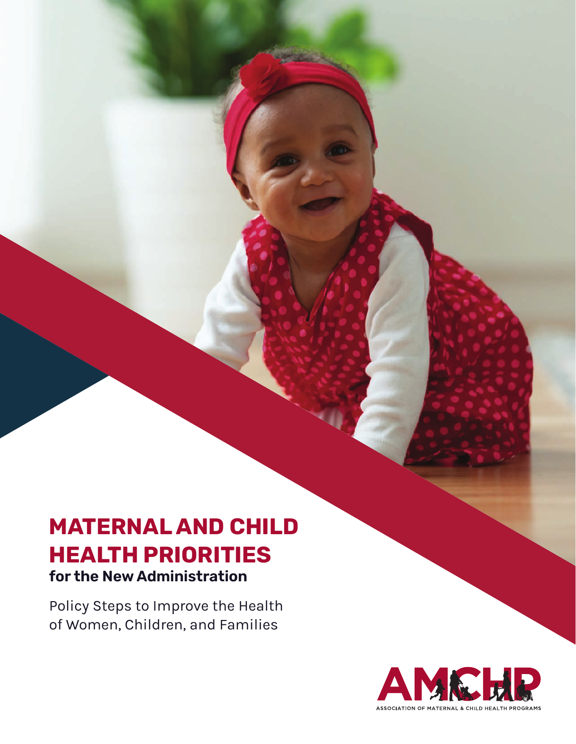# MATERNAL AND CHILD HEALTH PRIORITIES

## for the New Administration

Policy Steps to Improve the Health of Women, Children, and Families

AMCHP

ASSOCIATION OF MATERNAL & CHILD HEALTH PROGRAMS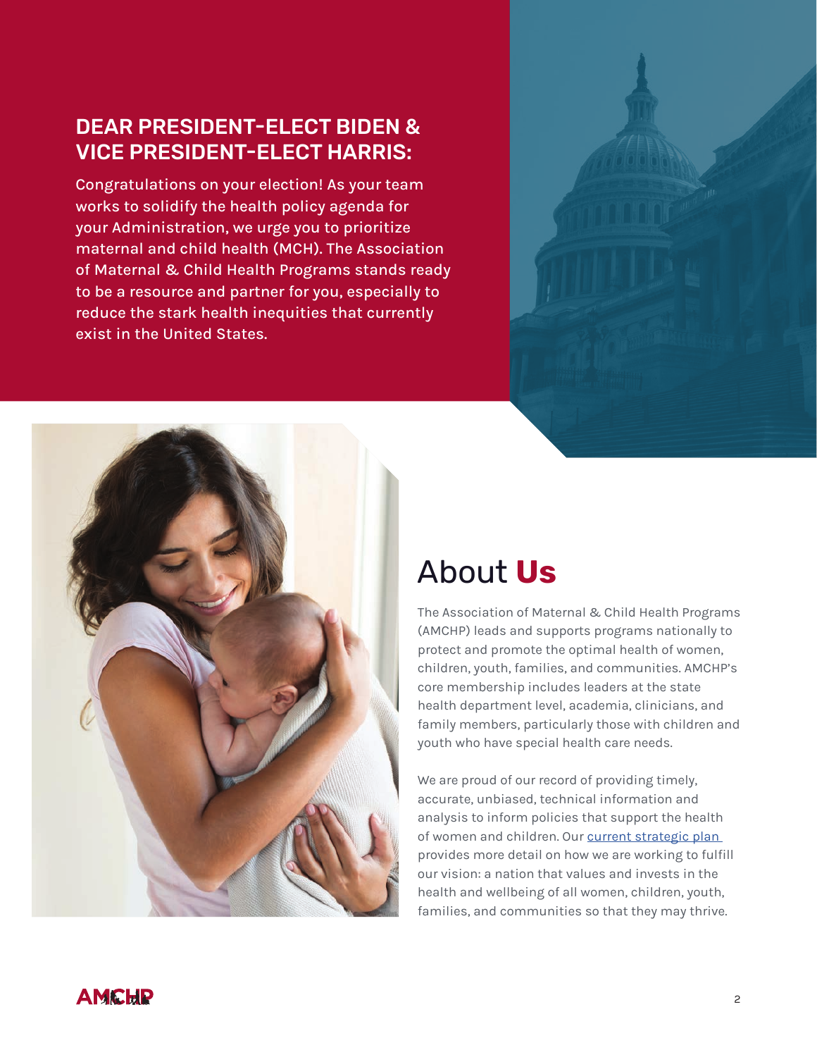## DEAR PRESIDENT-ELECT BIDEN & VICE PRESIDENT-ELECT HARRIS:

Congratulations on your election! As your team works to solidify the health policy agenda for your Administration, we urge you to prioritize maternal and child health (MCH). The Association of Maternal & Child Health Programs stands ready to be a resource and partner for you, especially to reduce the stark health inequities that currently exist in the United States.

# About **Us**

The Association of Maternal & Child Health Programs (AMCHP) leads and supports programs nationally to protect and promote the optimal health of women, children, youth, families, and communities. AMCHP's core membership includes leaders at the state health department level, academia, clinicians, and family members, particularly those with children and youth who have special health care needs.

We are proud of our record of providing timely, accurate, unbiased, technical information and analysis to inform policies that support the health of women and children. Our current strategic plan provides more detail on how we are working to fulfill our vision: a nation that values and invests in the health and wellbeing of all women, children, youth, families, and communities so that they may thrive.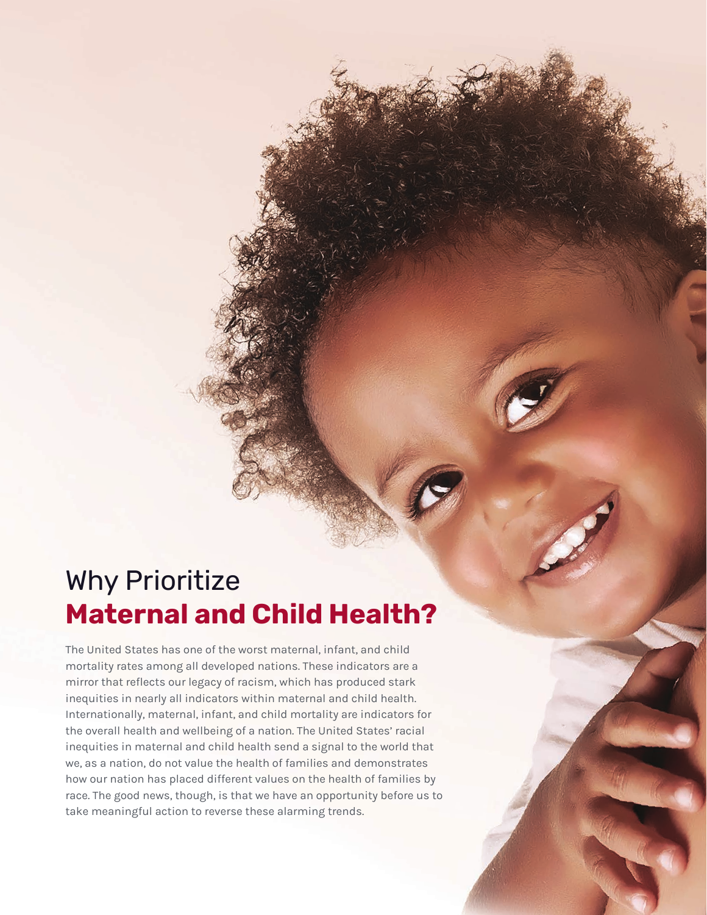# Why Prioritize **Maternal and Child Health?**

The United States has one of the worst maternal, infant, and child mortality rates among all developed nations. These indicators are a mirror that reflects our legacy of racism, which has produced stark inequities in nearly all indicators within maternal and child health. Internationally, maternal, infant, and child mortality are indicators for the overall health and wellbeing of a nation. The United States' racial inequities in maternal and child health send a signal to the world that we, as a nation, do not value the health of families and demonstrates how our nation has placed different values on the health of families by race. The good news, though, is that we have an opportunity before us to take meaningful action to reverse these alarming trends.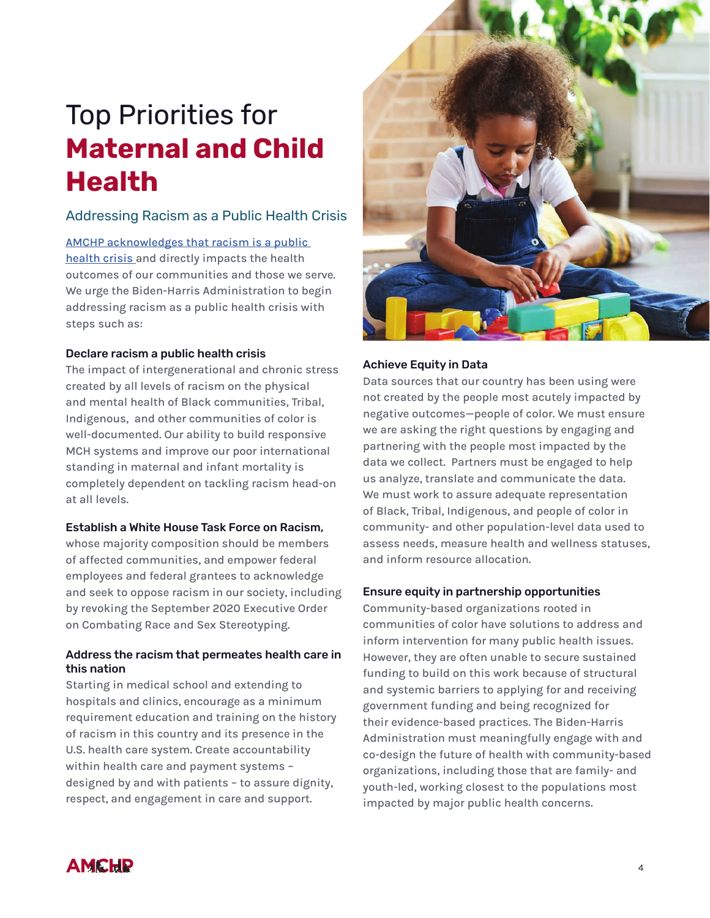# Top Priorities for **Maternal and Child Health**

## Addressing Racism as a Public Health Crisis

AMCHP acknowledges that racism is a public health crisis and directly impacts the health outcomes of our communities and those we serve. We urge the Biden-Harris Administration to begin addressing racism as a public health crisis with steps such as:

### Declare racism a public health crisis

The impact of intergenerational and chronic stress created by all levels of racism on the physical and mental health of Black communities, Tribal, Indigenous, and other communities of color is well-documented. Our ability to build responsive MCH systems and improve our poor international standing in maternal and infant mortality is completely dependent on tackling racism head-on at all levels.

### Establish a White House Task Force on Racism,

whose majority composition should be members of affected communities, and empower federal employees and federal grantees to acknowledge and seek to oppose racism in our society, including by revoking the September 2020 Executive Order on Combating Race and Sex Stereotyping.

### Address the racism that permeates health care in this nation

Starting in medical school and extending to hospitals and clinics, encourage as a minimum requirement education and training on the history of racism in this country and its presence in the U.S. health care system. Create accountability within health care and payment systems – designed by and with patients – to assure dignity, respect, and engagement in care and support.

### Achieve Equity in Data

Data sources that our country has been using were not created by the people most acutely impacted by negative outcomes—people of color. We must ensure we are asking the right questions by engaging and partnering with the people most impacted by the data we collect. Partners must be engaged to help us analyze, translate and communicate the data. We must work to assure adequate representation of Black, Tribal, Indigenous, and people of color in community- and other population-level data used to assess needs, measure health and wellness statuses, and inform resource allocation.

### Ensure equity in partnership opportunities

Community-based organizations rooted in communities of color have solutions to address and inform intervention for many public health issues. However, they are often unable to secure sustained funding to build on this work because of structural and systemic barriers to applying for and receiving government funding and being recognized for their evidence-based practices. The Biden-Harris Administration must meaningfully engage with and co-design the future of health with community-based organizations, including those that are family- and youth-led, working closest to the populations most impacted by major public health concerns.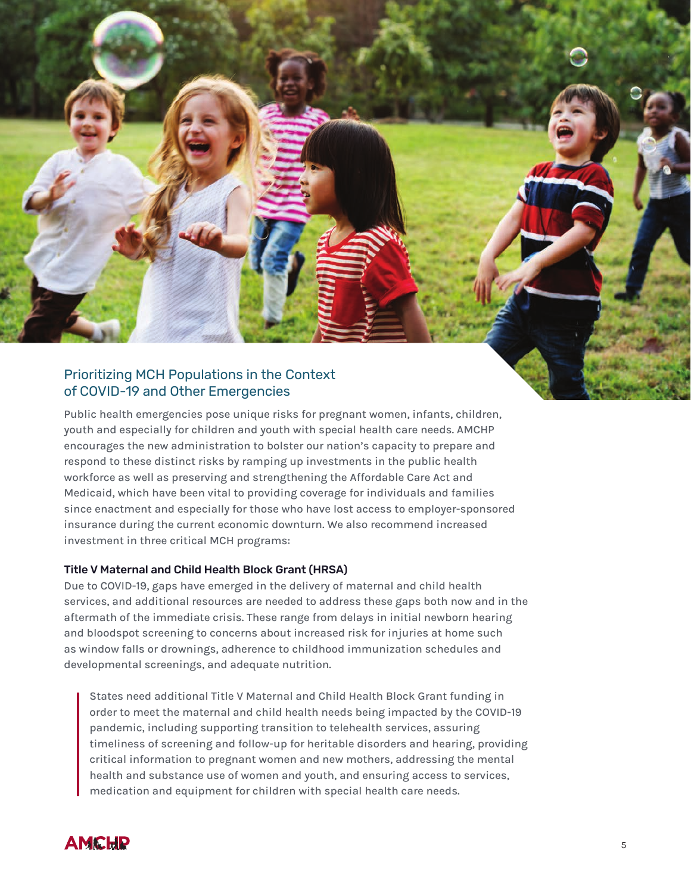## Prioritizing MCH Populations in the Context of COVID-19 and Other Emergencies

Public health emergencies pose unique risks for pregnant women, infants, children, youth and especially for children and youth with special health care needs. AMCHP encourages the new administration to bolster our nation's capacity to prepare and respond to these distinct risks by ramping up investments in the public health workforce as well as preserving and strengthening the Affordable Care Act and Medicaid, which have been vital to providing coverage for individuals and families since enactment and especially for those who have lost access to employer-sponsored insurance during the current economic downturn. We also recommend increased investment in three critical MCH programs:

**Title V Maternal and Child Health Block Grant (HRSA)**

Due to COVID-19, gaps have emerged in the delivery of maternal and child health services, and additional resources are needed to address these gaps both now and in the aftermath of the immediate crisis. These range from delays in initial newborn hearing and bloodspot screening to concerns about increased risk for injuries at home such as window falls or drownings, adherence to childhood immunization schedules and developmental screenings, and adequate nutrition.

> States need additional Title V Maternal and Child Health Block Grant funding in order to meet the maternal and child health needs being impacted by the COVID-19 pandemic, including supporting transition to telehealth services, assuring timeliness of screening and follow-up for heritable disorders and hearing, providing critical information to pregnant women and new mothers, addressing the mental health and substance use of women and youth, and ensuring access to services, medication and equipment for children with special health care needs.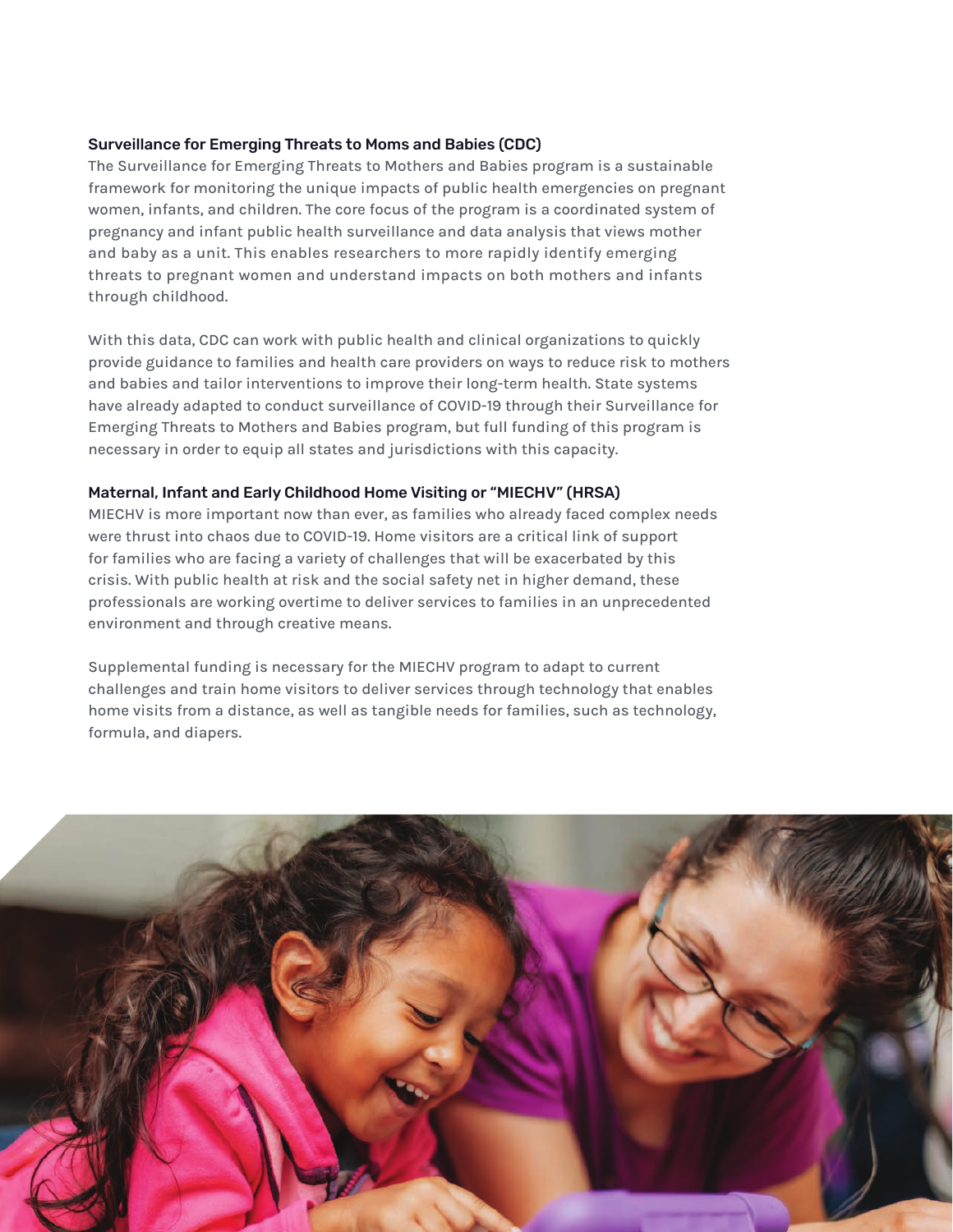### Surveillance for Emerging Threats to Moms and Babies (CDC)

The Surveillance for Emerging Threats to Mothers and Babies program is a sustainable framework for monitoring the unique impacts of public health emergencies on pregnant women, infants, and children. The core focus of the program is a coordinated system of pregnancy and infant public health surveillance and data analysis that views mother and baby as a unit. This enables researchers to more rapidly identify emerging threats to pregnant women and understand impacts on both mothers and infants through childhood.

With this data, CDC can work with public health and clinical organizations to quickly provide guidance to families and health care providers on ways to reduce risk to mothers and babies and tailor interventions to improve their long-term health. State systems have already adapted to conduct surveillance of COVID-19 through their Surveillance for Emerging Threats to Mothers and Babies program, but full funding of this program is necessary in order to equip all states and jurisdictions with this capacity.

### Maternal, Infant and Early Childhood Home Visiting or "MIECHV" (HRSA)

MIECHV is more important now than ever, as families who already faced complex needs were thrust into chaos due to COVID-19. Home visitors are a critical link of support for families who are facing a variety of challenges that will be exacerbated by this crisis. With public health at risk and the social safety net in higher demand, these professionals are working overtime to deliver services to families in an unprecedented environment and through creative means.

Supplemental funding is necessary for the MIECHV program to adapt to current challenges and train home visitors to deliver services through technology that enables home visits from a distance, as well as tangible needs for families, such as technology, formula, and diapers.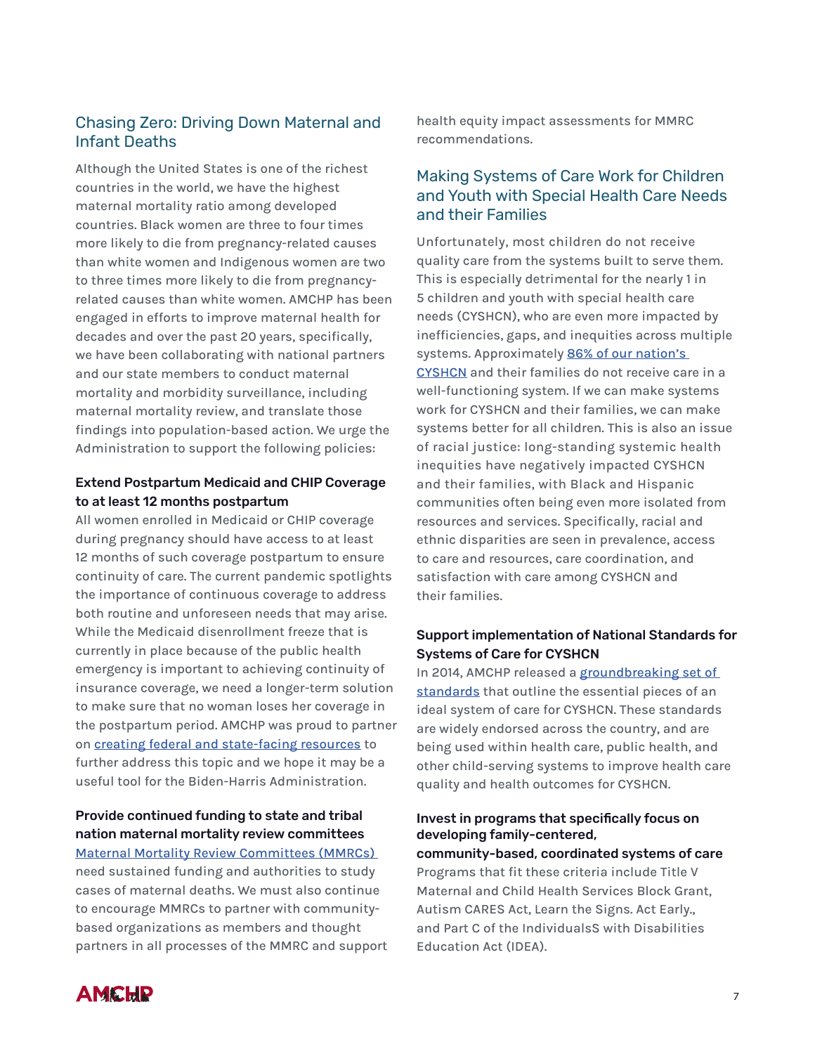## Chasing Zero: Driving Down Maternal and Infant Deaths

Although the United States is one of the richest countries in the world, we have the highest maternal mortality ratio among developed countries. Black women are three to four times more likely to die from pregnancy-related causes than white women and Indigenous women are two to three times more likely to die from pregnancy-related causes than white women. AMCHP has been engaged in efforts to improve maternal health for decades and over the past 20 years, specifically, we have been collaborating with national partners and our state members to conduct maternal mortality and morbidity surveillance, including maternal mortality review, and translate those findings into population-based action. We urge the Administration to support the following policies:

**Extend Postpartum Medicaid and CHIP Coverage to at least 12 months postpartum**

All women enrolled in Medicaid or CHIP coverage during pregnancy should have access to at least 12 months of such coverage postpartum to ensure continuity of care. The current pandemic spotlights the importance of continuous coverage to address both routine and unforeseen needs that may arise. While the Medicaid disenrollment freeze that is currently in place because of the public health emergency is important to achieving continuity of insurance coverage, we need a longer-term solution to make sure that no woman loses her coverage in the postpartum period. AMCHP was proud to partner on creating federal and state-facing resources to further address this topic and we hope it may be a useful tool for the Biden-Harris Administration.

**Provide continued funding to state and tribal nation maternal mortality review committees**

Maternal Mortality Review Committees (MMRCs) need sustained funding and authorities to study cases of maternal deaths. We must also continue to encourage MMRCs to partner with community-based organizations as members and thought partners in all processes of the MMRC and support health equity impact assessments for MMRC recommendations.

## Making Systems of Care Work for Children and Youth with Special Health Care Needs and their Families

Unfortunately, most children do not receive quality care from the systems built to serve them. This is especially detrimental for the nearly 1 in 5 children and youth with special health care needs (CYSHCN), who are even more impacted by inefficiencies, gaps, and inequities across multiple systems. Approximately 86% of our nation's CYSHCN and their families do not receive care in a well-functioning system. If we can make systems work for CYSHCN and their families, we can make systems better for all children. This is also an issue of racial justice: long-standing systemic health inequities have negatively impacted CYSHCN and their families, with Black and Hispanic communities often being even more isolated from resources and services. Specifically, racial and ethnic disparities are seen in prevalence, access to care and resources, care coordination, and satisfaction with care among CYSHCN and their families.

**Support implementation of National Standards for Systems of Care for CYSHCN**

In 2014, AMCHP released a groundbreaking set of standards that outline the essential pieces of an ideal system of care for CYSHCN. These standards are widely endorsed across the country, and are being used within health care, public health, and other child-serving systems to improve health care quality and health outcomes for CYSHCN.

**Invest in programs that specifically focus on developing family-centered, community-based, coordinated systems of care**

Programs that fit these criteria include Title V Maternal and Child Health Services Block Grant, Autism CARES Act, Learn the Signs. Act Early., and Part C of the IndividualsS with Disabilities Education Act (IDEA).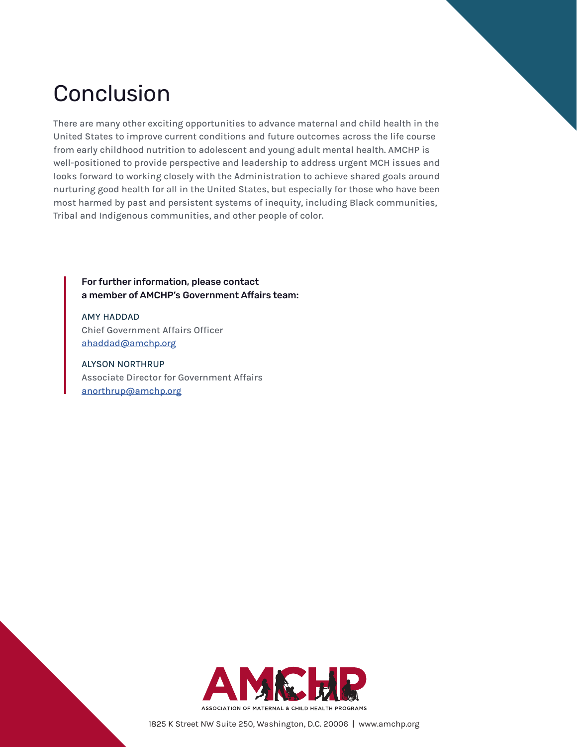# Conclusion

There are many other exciting opportunities to advance maternal and child health in the United States to improve current conditions and future outcomes across the life course from early childhood nutrition to adolescent and young adult mental health. AMCHP is well-positioned to provide perspective and leadership to address urgent MCH issues and looks forward to working closely with the Administration to achieve shared goals around nurturing good health for all in the United States, but especially for those who have been most harmed by past and persistent systems of inequity, including Black communities, Tribal and Indigenous communities, and other people of color.

**For further information, please contact a member of AMCHP's Government Affairs team:**

AMY HADDAD
Chief Government Affairs Officer
ahaddad@amchp.org

ALYSON NORTHRUP
Associate Director for Government Affairs
anorthrup@amchp.org

AMCHP
ASSOCIATION OF MATERNAL & CHILD HEALTH PROGRAMS

1825 K Street NW Suite 250, Washington, D.C. 20006 | www.amchp.org